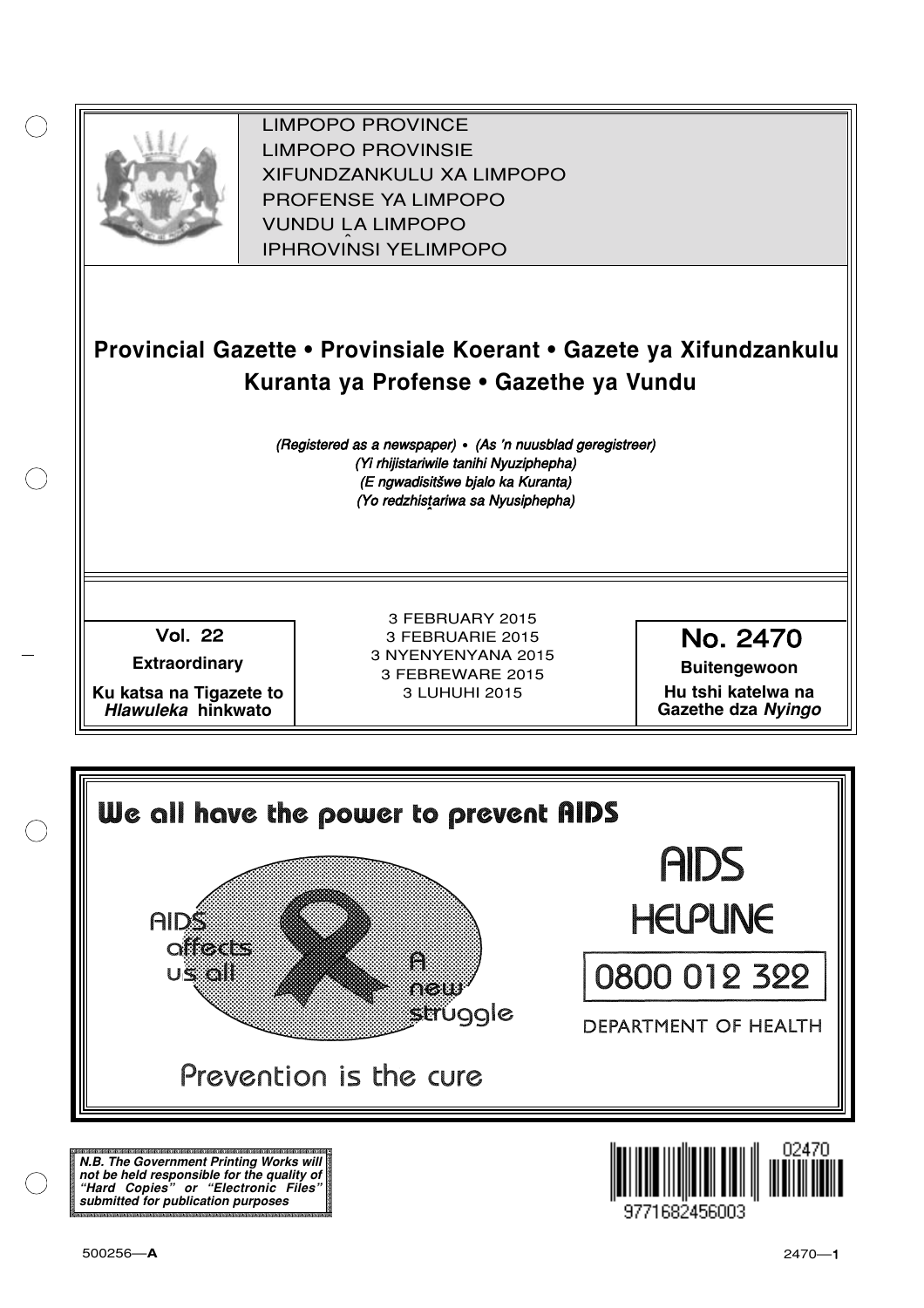LIMPOPO PROVINCE
LIMPOPO PROVINSIE
XIFUNDZANKULU XA LIMPOPO
PROFENSE YA LIMPOPO
VUNDU LA LIMPOPO
IPHROVINSI YELIMPOPO

# Provincial Gazette • Provinsiale Koerant • Gazete ya Xifundzankulu Kuranta ya Profense • Gazethe ya Vundu

*(Registered as a newspaper) • (As 'n nuusblad geregistreer)*
*(Yi rhijistariwile tanihi Nyuziphepha)*
*(E ngwadisitšwe bjalo ka Kuranta)*
*(Yo redzhistariwa sa Nyusiphepha)*

**Vol. 22**

**Extraordinary**

**Ku katsa na Tigazete to *Hlawuleka* hinkwato**

3 FEBRUARY 2015
3 FEBRUARIE 2015
3 NYENYENYANA 2015
3 FEBREWARE 2015
3 LUHUHI 2015

**No. 2470**

**Buitengewoon**

**Hu tshi katelwa na Gazethe dza *Nyingo***

**We all have the power to prevent AIDS**

AIDS affects us all

A new struggle

Prevention is the cure

AIDS HELPLINE

0800 012 322

DEPARTMENT OF HEALTH

***N.B. The Government Printing Works will not be held responsible for the quality of "Hard Copies" or "Electronic Files" submitted for publication purposes***

02470

9771682456003

500256—A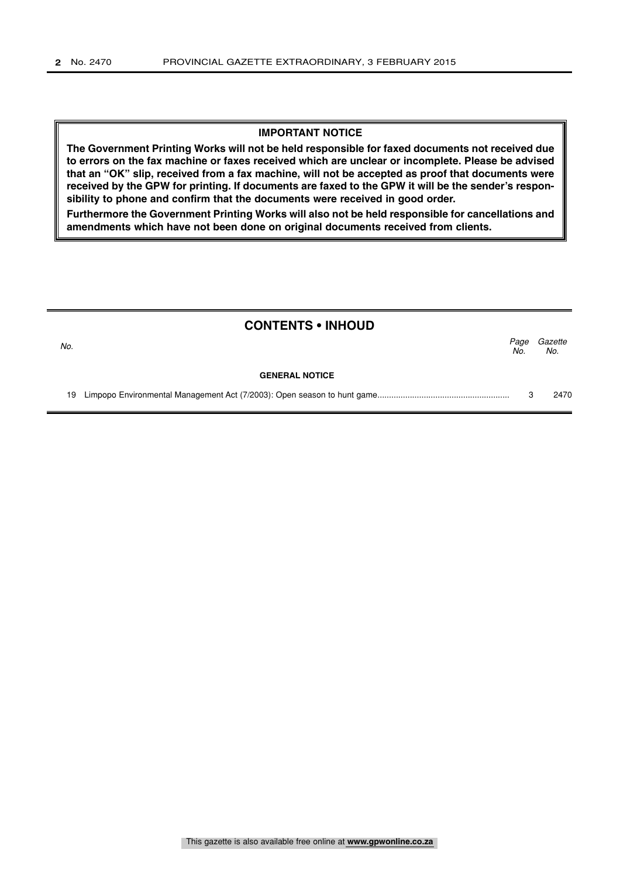**IMPORTANT NOTICE**

**The Government Printing Works will not be held responsible for faxed documents not received due to errors on the fax machine or faxes received which are unclear or incomplete. Please be advised that an "OK" slip, received from a fax machine, will not be accepted as proof that documents were received by the GPW for printing. If documents are faxed to the GPW it will be the sender's responsibility to phone and confirm that the documents were received in good order.**

**Furthermore the Government Printing Works will also not be held responsible for cancellations and amendments which have not been done on original documents received from clients.**

## CONTENTS • INHOUD

| *No.* | | *Page No.* | *Gazette No.* |
|---|---|---|---|
| | **GENERAL NOTICE** | | |
| 19 | Limpopo Environmental Management Act (7/2003): Open season to hunt game | 3 | 2470 |

This gazette is also available free online at **www.gpwonline.co.za**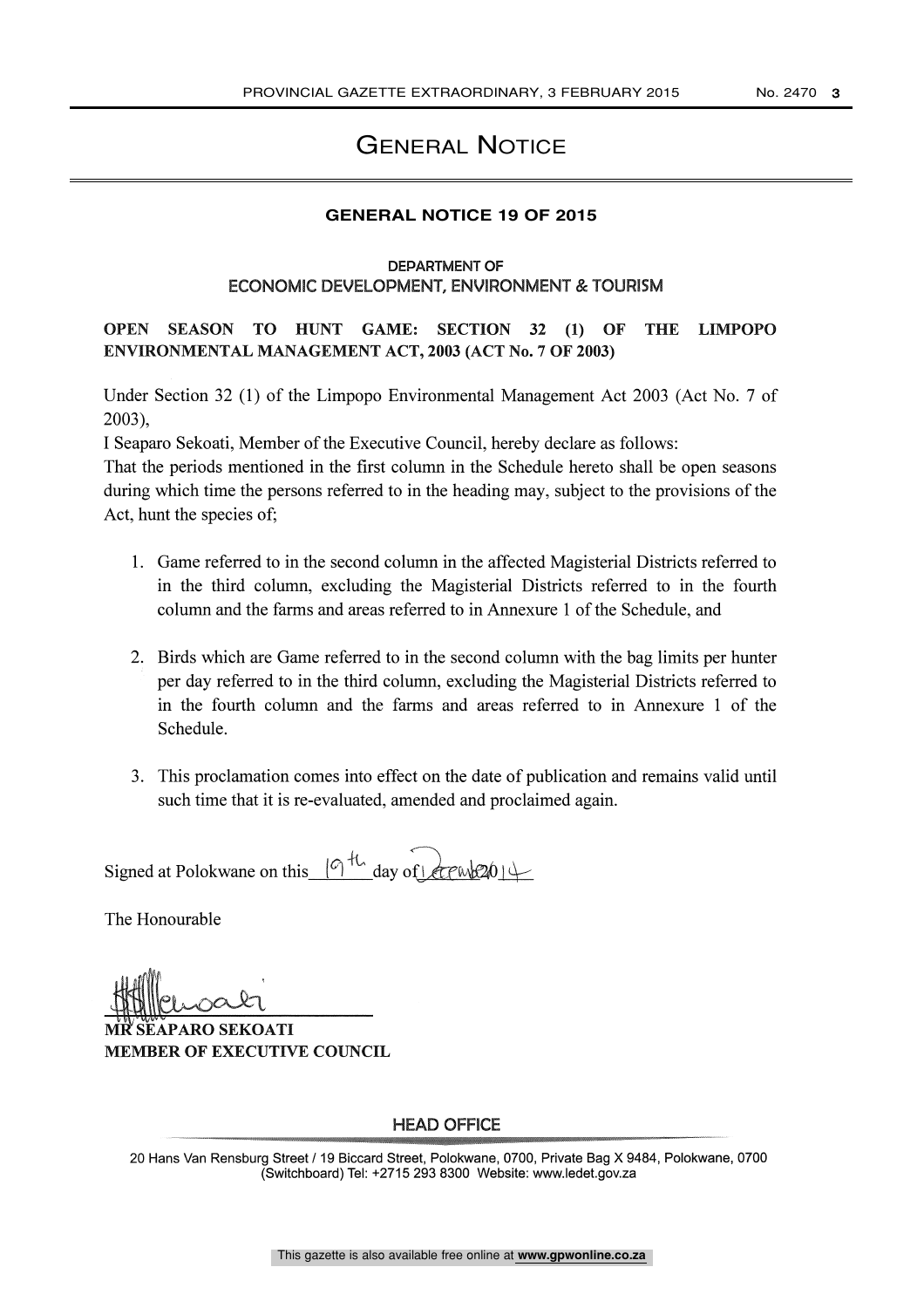# General Notice

## GENERAL NOTICE 19 OF 2015

DEPARTMENT OF
ECONOMIC DEVELOPMENT, ENVIRONMENT & TOURISM

**OPEN SEASON TO HUNT GAME: SECTION 32 (1) OF THE LIMPOPO ENVIRONMENTAL MANAGEMENT ACT, 2003 (ACT No. 7 OF 2003)**

Under Section 32 (1) of the Limpopo Environmental Management Act 2003 (Act No. 7 of 2003),

I Seaparo Sekoati, Member of the Executive Council, hereby declare as follows:

That the periods mentioned in the first column in the Schedule hereto shall be open seasons during which time the persons referred to in the heading may, subject to the provisions of the Act, hunt the species of;

1. Game referred to in the second column in the affected Magisterial Districts referred to in the third column, excluding the Magisterial Districts referred to in the fourth column and the farms and areas referred to in Annexure 1 of the Schedule, and

2. Birds which are Game referred to in the second column with the bag limits per hunter per day referred to in the third column, excluding the Magisterial Districts referred to in the fourth column and the farms and areas referred to in Annexure 1 of the Schedule.

3. This proclamation comes into effect on the date of publication and remains valid until such time that it is re-evaluated, amended and proclaimed again.

Signed at Polokwane on this 19th day of December 2014

The Honourable

**MR SEAPARO SEKOATI**
**MEMBER OF EXECUTIVE COUNCIL**

HEAD OFFICE

20 Hans Van Rensburg Street / 19 Biccard Street, Polokwane, 0700, Private Bag X 9484, Polokwane, 0700 (Switchboard) Tel: +2715 293 8300 Website: www.ledet.gov.za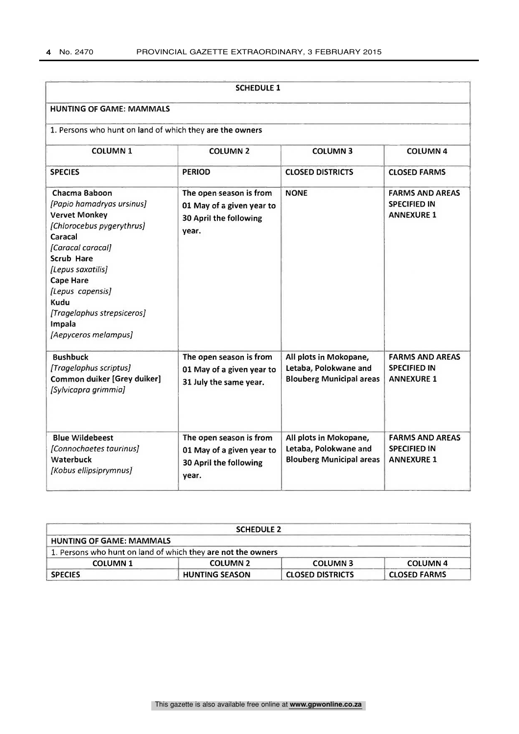| SCHEDULE 1 | | | |
|---|---|---|---|
| **HUNTING OF GAME: MAMMALS** | | | |
| 1. Persons who hunt on land of which they are the owners | | | |
| **COLUMN 1** | **COLUMN 2** | **COLUMN 3** | **COLUMN 4** |
| **SPECIES** | **PERIOD** | **CLOSED DISTRICTS** | **CLOSED FARMS** |
| **Chacma Baboon** *[Papio hamadryas ursinus]* **Vervet Monkey** *[Chlorocebus pygerythrus]* **Caracal** *[Caracal caracal]* **Scrub Hare** *[Lepus saxatilis]* **Cape Hare** *[Lepus capensis]* **Kudu** *[Tragelaphus strepsiceros]* **Impala** *[Aepyceros melampus]* | **The open season is from 01 May of a given year to 30 April the following year.** | **NONE** | **FARMS AND AREAS SPECIFIED IN ANNEXURE 1** |
| **Bushbuck** *[Tragelaphus scriptus]* **Common duiker [Grey duiker]** *[Sylvicapra grimmia]* | **The open season is from 01 May of a given year to 31 July the same year.** | **All plots in Mokopane, Letaba, Polokwane and Blouberg Municipal areas** | **FARMS AND AREAS SPECIFIED IN ANNEXURE 1** |
| **Blue Wildebeest** *[Connochaetes taurinus]* **Waterbuck** *[Kobus ellipsiprymnus]* | **The open season is from 01 May of a given year to 30 April the following year.** | **All plots in Mokopane, Letaba, Polokwane and Blouberg Municipal areas** | **FARMS AND AREAS SPECIFIED IN ANNEXURE 1** |

| SCHEDULE 2 | | | |
|---|---|---|---|
| **HUNTING OF GAME: MAMMALS** | | | |
| 1. Persons who hunt on land of which they are not the owners | | | |
| **COLUMN 1** | **COLUMN 2** | **COLUMN 3** | **COLUMN 4** |
| **SPECIES** | **HUNTING SEASON** | **CLOSED DISTRICTS** | **CLOSED FARMS** |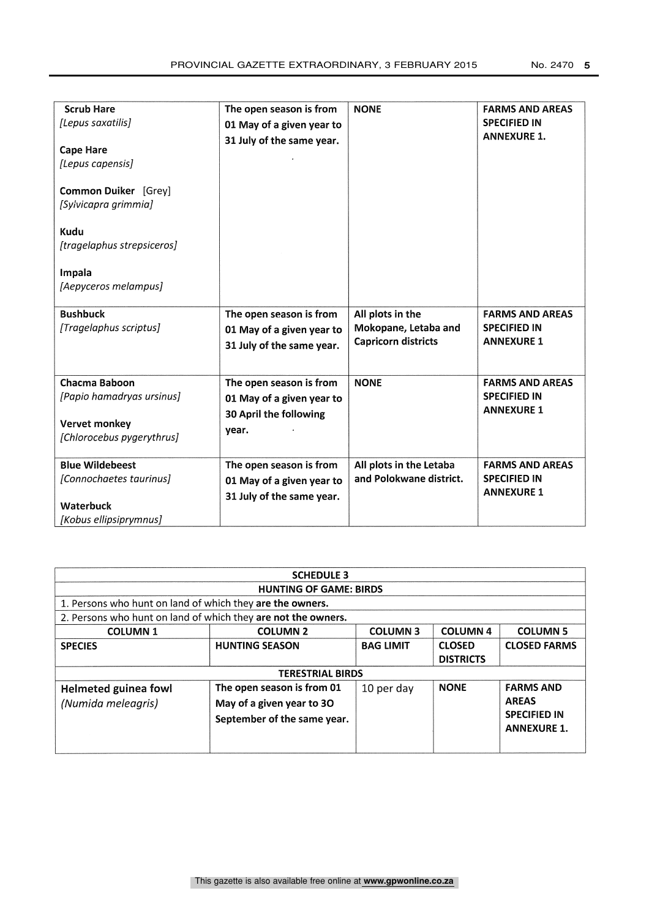| | | | |
|---|---|---|---|
| **Scrub Hare** *[Lepus saxatilis]*<br><br>**Cape Hare** *[Lepus capensis]*<br><br>**Common Duiker** [Grey] *[Sylvicapra grimmia]*<br><br>**Kudu** *[tragelaphus strepsiceros]*<br><br>**Impala** *[Aepyceros melampus]* | **The open season is from 01 May of a given year to 31 July of the same year.** | **NONE** | **FARMS AND AREAS SPECIFIED IN ANNEXURE 1.** |
| **Bushbuck** *[Tragelaphus scriptus]* | **The open season is from 01 May of a given year to 31 July of the same year.** | **All plots in the Mokopane, Letaba and Capricorn districts** | **FARMS AND AREAS SPECIFIED IN ANNEXURE 1** |
| **Chacma Baboon** *[Papio hamadryas ursinus]*<br><br>**Vervet monkey** *[Chlorocebus pygerythrus]* | **The open season is from 01 May of a given year to 30 April the following year.** | **NONE** | **FARMS AND AREAS SPECIFIED IN ANNEXURE 1** |
| **Blue Wildebeest** *[Connochaetes taurinus]*<br><br>**Waterbuck** *[Kobus ellipsiprymnus]* | **The open season is from 01 May of a given year to 31 July of the same year.** | **All plots in the Letaba and Polokwane district.** | **FARMS AND AREAS SPECIFIED IN ANNEXURE 1** |

| **SCHEDULE 3** | | | | |
|---|---|---|---|---|
| **HUNTING OF GAME: BIRDS** | | | | |
| 1. Persons who hunt on land of which they **are the owners.** | | | | |
| 2. Persons who hunt on land of which they **are not the owners.** | | | | |
| **COLUMN 1** | **COLUMN 2** | **COLUMN 3** | **COLUMN 4** | **COLUMN 5** |
| **SPECIES** | **HUNTING SEASON** | **BAG LIMIT** | **CLOSED DISTRICTS** | **CLOSED FARMS** |
| **TERESTRIAL BIRDS** | | | | |
| Helmeted guinea fowl *(Numida meleagris)* | **The open season is from 01 May of a given year to 3O September of the same year.** | 10 per day | **NONE** | **FARMS AND AREAS SPECIFIED IN ANNEXURE 1.** |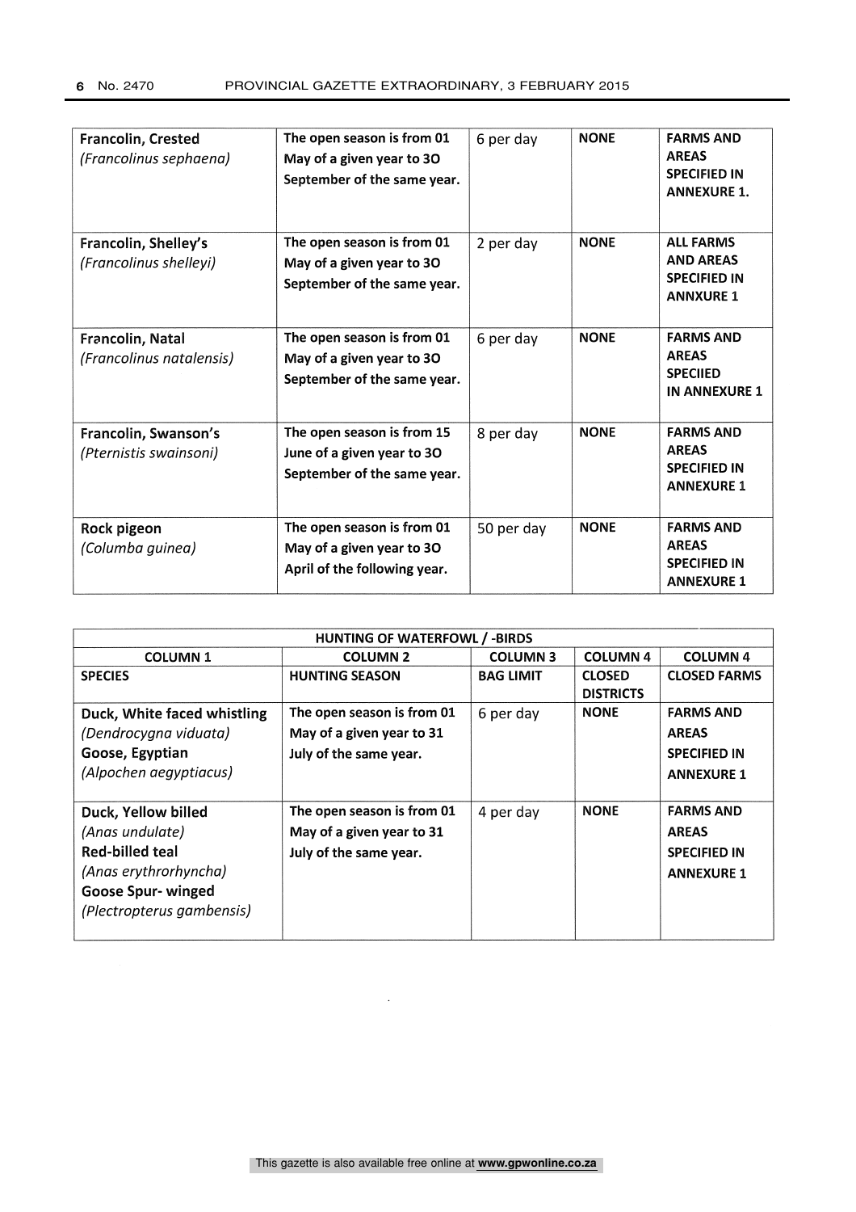| | | | | |
|---|---|---|---|---|
| **Francolin, Crested** *(Francolinus sephaena)* | **The open season is from 01 May of a given year to 3O September of the same year.** | 6 per day | **NONE** | **FARMS AND AREAS SPECIFIED IN ANNEXURE 1.** |
| **Francolin, Shelley's** *(Francolinus shelleyi)* | **The open season is from 01 May of a given year to 3O September of the same year.** | 2 per day | **NONE** | **ALL FARMS AND AREAS SPECIFIED IN ANNXURE 1** |
| **Frəncolin, Natal** *(Francolinus natalensis)* | **The open season is from 01 May of a given year to 3O September of the same year.** | 6 per day | **NONE** | **FARMS AND AREAS SPECIIED IN ANNEXURE 1** |
| **Francolin, Swanson's** *(Pternistis swainsoni)* | **The open season is from 15 June of a given year to 3O September of the same year.** | 8 per day | **NONE** | **FARMS AND AREAS SPECIFIED IN ANNEXURE 1** |
| **Rock pigeon** *(Columba guinea)* | **The open season is from 01 May of a given year to 3O April of the following year.** | 50 per day | **NONE** | **FARMS AND AREAS SPECIFIED IN ANNEXURE 1** |

| **HUNTING OF WATERFOWL / -BIRDS** | | | | |
|---|---|---|---|---|
| **COLUMN 1** | **COLUMN 2** | **COLUMN 3** | **COLUMN 4** | **COLUMN 4** |
| **SPECIES** | **HUNTING SEASON** | **BAG LIMIT** | **CLOSED DISTRICTS** | **CLOSED FARMS** |
| **Duck, White faced whistling** *(Dendrocygna viduata)* **Goose, Egyptian** *(Alpochen aegyptiacus)* | **The open season is from 01 May of a given year to 31 July of the same year.** | 6 per day | **NONE** | **FARMS AND AREAS SPECIFIED IN ANNEXURE 1** |
| **Duck, Yellow billed** *(Anas undulate)* **Red-billed teal** *(Anas erythrorhyncha)* **Goose Spur- winged** *(Plectropterus gambensis)* | **The open season is from 01 May of a given year to 31 July of the same year.** | 4 per day | **NONE** | **FARMS AND AREAS SPECIFIED IN ANNEXURE 1** |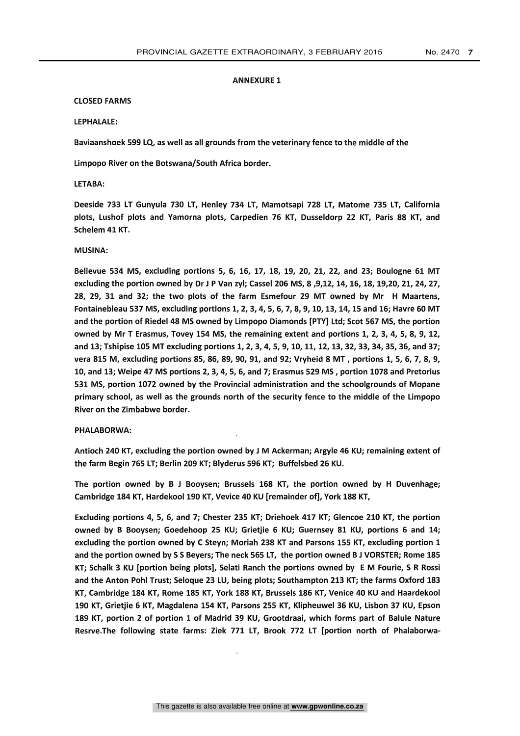**ANNEXURE 1**

**CLOSED FARMS**

**LEPHALALE:**

**Baviaanshoek 599 LQ, as well as all grounds from the veterinary fence to the middle of the Limpopo River on the Botswana/South Africa border.**

**LETABA:**

**Deeside 733 LT Gunyula 730 LT, Henley 734 LT, Mamotsapi 728 LT, Matome 735 LT, California plots, Lushof plots and Yamorna plots, Carpedien 76 KT, Dusseldorp 22 KT, Paris 88 KT, and Schelem 41 KT.**

**MUSINA:**

**Bellevue 534 MS, excluding portions 5, 6, 16, 17, 18, 19, 20, 21, 22, and 23; Boulogne 61 MT excluding the portion owned by Dr J P Van zyl; Cassel 206 MS, 8 ,9,12, 14, 16, 18, 19,20, 21, 24, 27, 28, 29, 31 and 32; the two plots of the farm Esmefour 29 MT owned by Mr H Maartens, Fontainebleau 537 MS, excluding portions 1, 2, 3, 4, 5, 6, 7, 8, 9, 10, 13, 14, 15 and 16; Havre 60 MT and the portion of Riedel 48 MS owned by Limpopo Diamonds [PTY] Ltd; Scot 567 MS, the portion owned by Mr T Erasmus, Tovey 154 MS, the remaining extent and portions 1, 2, 3, 4, 5, 8, 9, 12, and 13; Tshipise 105 MT excluding portions 1, 2, 3, 4, 5, 9, 10, 11, 12, 13, 32, 33, 34, 35, 36, and 37; vera 815 M, excluding portions 85, 86, 89, 90, 91, and 92; Vryheid 8 MT , portions 1, 5, 6, 7, 8, 9, 10, and 13; Weipe 47 MS portions 2, 3, 4, 5, 6, and 7; Erasmus 529 MS , portion 1078 and Pretorius 531 MS, portion 1072 owned by the Provincial administration and the schoolgrounds of Mopane primary school, as well as the grounds north of the security fence to the middle of the Limpopo River on the Zimbabwe border.**

**PHALABORWA:**

**Antioch 240 KT, excluding the portion owned by J M Ackerman; Argyle 46 KU; remaining extent of the farm Begin 765 LT; Berlin 209 KT; Blyderus 596 KT; Buffelsbed 26 KU.**

**The portion owned by B J Booysen; Brussels 168 KT, the portion owned by H Duvenhage; Cambridge 184 KT, Hardekool 190 KT, Vevice 40 KU [remainder of], York 188 KT,**

**Excluding portions 4, 5, 6, and 7; Chester 235 KT; Driehoek 417 KT; Glencoe 210 KT, the portion owned by B Booysen; Goedehoop 25 KU; Grietjie 6 KU; Guernsey 81 KU, portions 6 and 14; excluding the portion owned by C Steyn; Moriah 238 KT and Parsons 155 KT, excluding portion 1 and the portion owned by S S Beyers; The neck 565 LT, the portion owned B J VORSTER; Rome 185 KT; Schalk 3 KU [portion being plots], Selati Ranch the portions owned by E M Fourie, S R Rossi and the Anton Pohl Trust; Seloque 23 LU, being plots; Southampton 213 KT; the farms Oxford 183 KT, Cambridge 184 KT, Rome 185 KT, York 188 KT, Brussels 186 KT, Venice 40 KU and Haardekool 190 KT, Grietjie 6 KT, Magdalena 154 KT, Parsons 255 KT, Klipheuwel 36 KU, Lisbon 37 KU, Epson 189 KT, portion 2 of portion 1 of Madrid 39 KU, Grootdraai, which forms part of Balule Nature Resrve.The following state farms: Ziek 771 LT, Brook 772 LT [portion north of Phalaborwa-**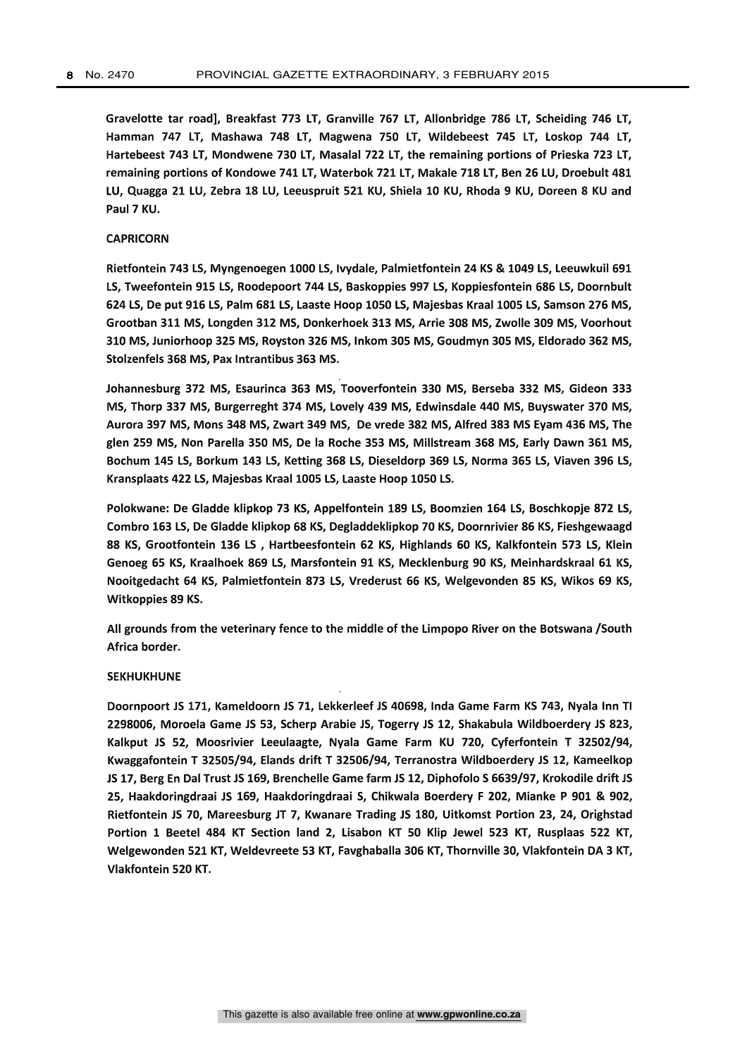**Gravelotte tar road], Breakfast 773 LT, Granville 767 LT, Allonbridge 786 LT, Scheiding 746 LT, Hamman 747 LT, Mashawa 748 LT, Magwena 750 LT, Wildebeest 745 LT, Loskop 744 LT, Hartebeest 743 LT, Mondwene 730 LT, Masalal 722 LT, the remaining portions of Prieska 723 LT, remaining portions of Kondowe 741 LT, Waterbok 721 LT, Makale 718 LT, Ben 26 LU, Droebult 481 LU, Quagga 21 LU, Zebra 18 LU, Leeuspruit 521 KU, Shiela 10 KU, Rhoda 9 KU, Doreen 8 KU and Paul 7 KU.**

**CAPRICORN**

**Rietfontein 743 LS, Myngenoegen 1000 LS, Ivydale, Palmietfontein 24 KS & 1049 LS, Leeuwkuil 691 LS, Tweefontein 915 LS, Roodepoort 744 LS, Baskoppies 997 LS, Koppiesfontein 686 LS, Doornbult 624 LS, De put 916 LS, Palm 681 LS, Laaste Hoop 1050 LS, Majesbas Kraal 1005 LS, Samson 276 MS, Grootban 311 MS, Longden 312 MS, Donkerhoek 313 MS, Arrie 308 MS, Zwolle 309 MS, Voorhout 310 MS, Juniorhoop 325 MS, Royston 326 MS, Inkom 305 MS, Goudmyn 305 MS, Eldorado 362 MS, Stolzenfels 368 MS, Pax Intrantibus 363 MS.**

**Johannesburg 372 MS, Esaurinca 363 MS, Tooverfontein 330 MS, Berseba 332 MS, Gideon 333 MS, Thorp 337 MS, Burgerreght 374 MS, Lovely 439 MS, Edwinsdale 440 MS, Buyswater 370 MS, Aurora 397 MS, Mons 348 MS, Zwart 349 MS, De vrede 382 MS, Alfred 383 MS Eyam 436 MS, The glen 259 MS, Non Parella 350 MS, De la Roche 353 MS, Millstream 368 MS, Early Dawn 361 MS, Bochum 145 LS, Borkum 143 LS, Ketting 368 LS, Dieseldorp 369 LS, Norma 365 LS, Viaven 396 LS, Kransplaats 422 LS, Majesbas Kraal 1005 LS, Laaste Hoop 1050 LS.**

**Polokwane: De Gladde klipkop 73 KS, Appelfontein 189 LS, Boomzien 164 LS, Boschkopje 872 LS, Combro 163 LS, De Gladde klipkop 68 KS, Degladdeklipkop 70 KS, Doornrivier 86 KS, Fieshgewaagd 88 KS, Grootfontein 136 LS , Hartbeesfontein 62 KS, Highlands 60 KS, Kalkfontein 573 LS, Klein Genoeg 65 KS, Kraalhoek 869 LS, Marsfontein 91 KS, Mecklenburg 90 KS, Meinhardskraal 61 KS, Nooitgedacht 64 KS, Palmietfontein 873 LS, Vrederust 66 KS, Welgevonden 85 KS, Wikos 69 KS, Witkoppies 89 KS.**

**All grounds from the veterinary fence to the middle of the Limpopo River on the Botswana /South Africa border.**

**SEKHUKHUNE**

**Doornpoort JS 171, Kameldoorn JS 71, Lekkerleef JS 40698, Inda Game Farm KS 743, Nyala Inn TI 2298006, Moroela Game JS 53, Scherp Arabie JS, Togerry JS 12, Shakabula Wildboerdery JS 823, Kalkput JS 52, Moosrivier Leeulaagte, Nyala Game Farm KU 720, Cyferfontein T 32502/94, Kwaggafontein T 32505/94, Elands drift T 32506/94, Terranostra Wildboerdery JS 12, Kameelkop JS 17, Berg En Dal Trust JS 169, Brenchelle Game farm JS 12, Diphofolo S 6639/97, Krokodile drift JS 25, Haakdoringdraai JS 169, Haakdoringdraai S, Chikwala Boerdery F 202, Mianke P 901 & 902, Rietfontein JS 70, Mareesburg JT 7, Kwanare Trading JS 180, Uitkomst Portion 23, 24, Orighstad Portion 1 Beetel 484 KT Section land 2, Lisabon KT 50 Klip Jewel 523 KT, Rusplaas 522 KT, Welgewonden 521 KT, Weldevreete 53 KT, Favghaballa 306 KT, Thornville 30, Vlakfontein DA 3 KT, Vlakfontein 520 KT.**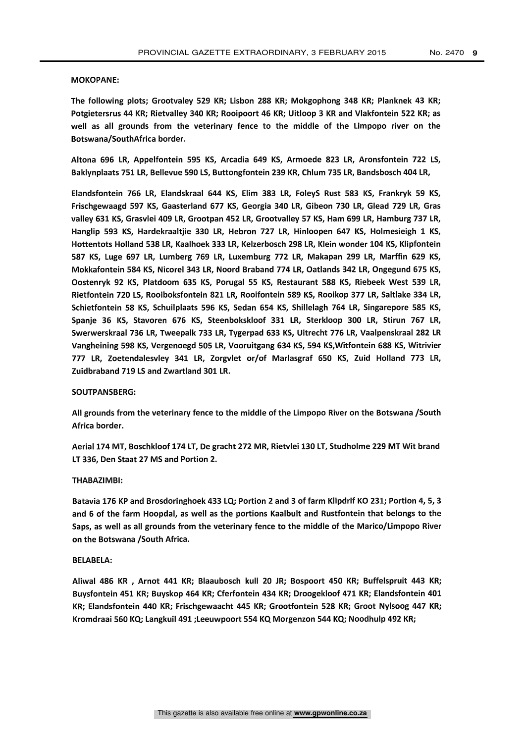**MOKOPANE:**

**The following plots; Grootvaley 529 KR; Lisbon 288 KR; Mokgophong 348 KR; Planknek 43 KR; Potgietersrus 44 KR; Rietvalley 340 KR; Rooipoort 46 KR; Uitloop 3 KR and Vlakfontein 522 KR; as well as all grounds from the veterinary fence to the middle of the Limpopo river on the Botswana/SouthAfrica border.**

**Altona 696 LR, Appelfontein 595 KS, Arcadia 649 KS, Armoede 823 LR, Aronsfontein 722 LS, Baklynplaats 751 LR, Bellevue 590 LS, Buttongfontein 239 KR, Chlum 735 LR, Bandsbosch 404 LR,**

**Elandsfontein 766 LR, Elandskraal 644 KS, Elim 383 LR, FoleyS Rust 583 KS, Frankryk 59 KS, Frischgewaagd 597 KS, Gaasterland 677 KS, Georgia 340 LR, Gibeon 730 LR, Glead 729 LR, Gras valley 631 KS, Grasvlei 409 LR, Grootpan 452 LR, Grootvalley 57 KS, Ham 699 LR, Hamburg 737 LR, Hanglip 593 KS, Hardekraaltjie 330 LR, Hebron 727 LR, Hinloopen 647 KS, Holmesieigh 1 KS, Hottentots Holland 538 LR, Kaalhoek 333 LR, Kelzerbosch 298 LR, Klein wonder 104 KS, Klipfontein 587 KS, Luge 697 LR, Lumberg 769 LR, Luxemburg 772 LR, Makapan 299 LR, Marffin 629 KS, Mokkafontein 584 KS, Nicorel 343 LR, Noord Braband 774 LR, Oatlands 342 LR, Ongegund 675 KS, Oostenryk 92 KS, Platdoom 635 KS, Porugal 55 KS, Restaurant 588 KS, Riebeek West 539 LR, Rietfontein 720 LS, Rooiboksfontein 821 LR, Rooifontein 589 KS, Rooikop 377 LR, Saltlake 334 LR, Schietfontein 58 KS, Schuilplaats 596 KS, Sedan 654 KS, Shillelagh 764 LR, Singarepore 585 KS, Spanje 36 KS, Stavoren 676 KS, Steenbokskloof 331 LR, Sterkloop 300 LR, Stirun 767 LR, Swerwerskraal 736 LR, Tweepalk 733 LR, Tygerpad 633 KS, Uitrecht 776 LR, Vaalpenskraal 282 LR Vangheining 598 KS, Vergenoegd 505 LR, Vooruitgang 634 KS, 594 KS,Witfontein 688 KS, Witrivier 777 LR, Zoetendalesvley 341 LR, Zorgvlet or/of Marlasgraf 650 KS, Zuid Holland 773 LR, Zuidbraband 719 LS and Zwartland 301 LR.**

**SOUTPANSBERG:**

**All grounds from the veterinary fence to the middle of the Limpopo River on the Botswana /South Africa border.**

**Aerial 174 MT, Boschkloof 174 LT, De gracht 272 MR, Rietvlei 130 LT, Studholme 229 MT Wit brand LT 336, Den Staat 27 MS and Portion 2.**

**THABAZIMBI:**

**Batavia 176 KP and Brosdoringhoek 433 LQ; Portion 2 and 3 of farm Klipdrif KO 231; Portion 4, 5, 3 and 6 of the farm Hoopdal, as well as the portions Kaalbult and Rustfontein that belongs to the Saps, as well as all grounds from the veterinary fence to the middle of the Marico/Limpopo River on the Botswana /South Africa.**

**BELABELA:**

**Aliwal 486 KR , Arnot 441 KR; Blaaubosch kull 20 JR; Bospoort 450 KR; Buffelspruit 443 KR; Buysfontein 451 KR; Buyskop 464 KR; Cferfontein 434 KR; Droogekloof 471 KR; Elandsfontein 401 KR; Elandsfontein 440 KR; Frischgewaacht 445 KR; Grootfontein 528 KR; Groot Nylsoog 447 KR; Kromdraai 560 KQ; Langkuil 491 ;Leeuwpoort 554 KQ Morgenzon 544 KQ; Noodhulp 492 KR;**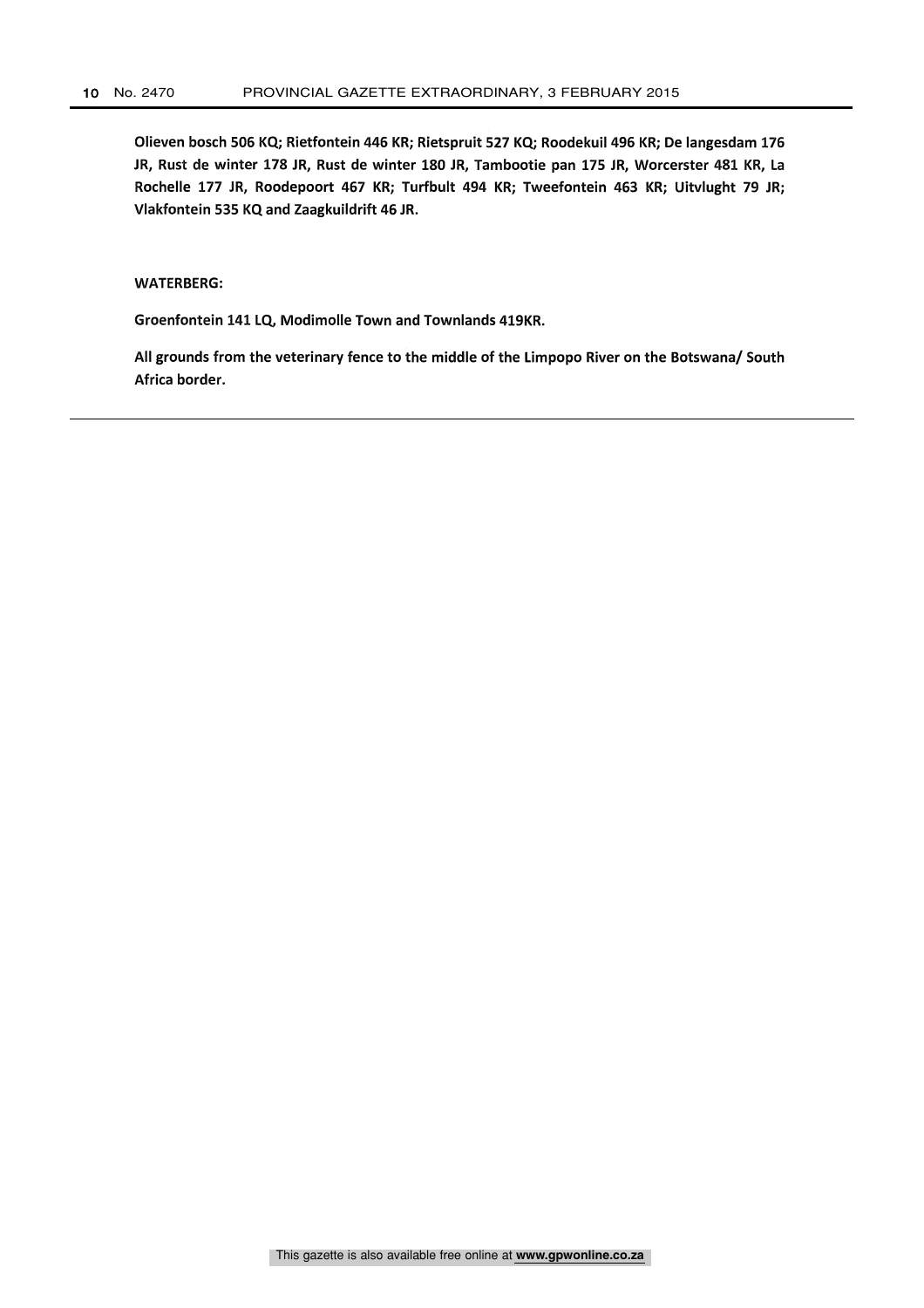**Olieven bosch 506 KQ; Rietfontein 446 KR; Rietspruit 527 KQ; Roodekuil 496 KR; De langesdam 176 JR, Rust de winter 178 JR, Rust de winter 180 JR, Tambootie pan 175 JR, Worcerster 481 KR, La Rochelle 177 JR, Roodepoort 467 KR; Turfbult 494 KR; Tweefontein 463 KR; Uitvlught 79 JR; Vlakfontein 535 KQ and Zaagkuildrift 46 JR.**

**WATERBERG:**

**Groenfontein 141 LQ, Modimolle Town and Townlands 419KR.**

**All grounds from the veterinary fence to the middle of the Limpopo River on the Botswana/ South Africa border.**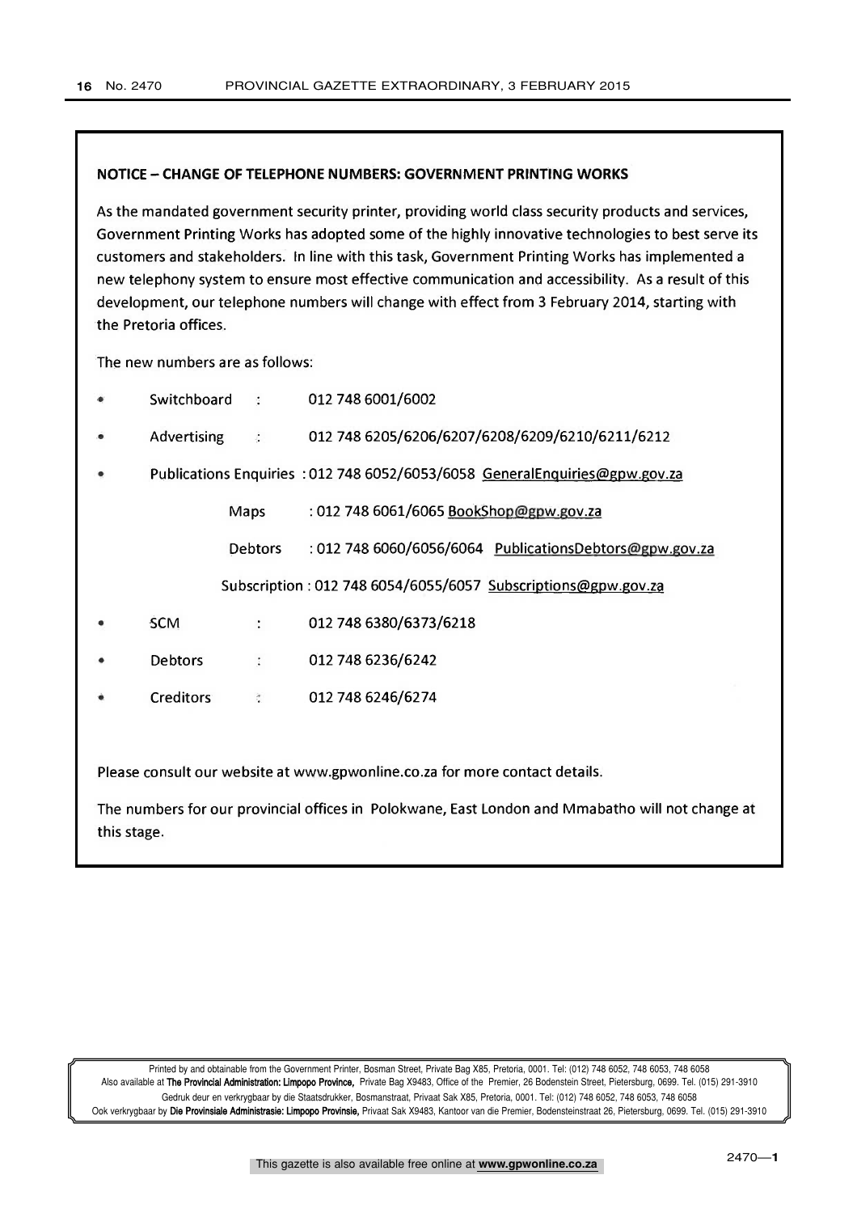## NOTICE – CHANGE OF TELEPHONE NUMBERS: GOVERNMENT PRINTING WORKS

As the mandated government security printer, providing world class security products and services, Government Printing Works has adopted some of the highly innovative technologies to best serve its customers and stakeholders. In line with this task, Government Printing Works has implemented a new telephony system to ensure most effective communication and accessibility. As a result of this development, our telephone numbers will change with effect from 3 February 2014, starting with the Pretoria offices.

The new numbers are as follows:

- Switchboard : 012 748 6001/6002
- Advertising : 012 748 6205/6206/6207/6208/6209/6210/6211/6212
- Publications Enquiries : 012 748 6052/6053/6058 GeneralEnquiries@gpw.gov.za
  - Maps : 012 748 6061/6065 BookShop@gpw.gov.za
  - Debtors : 012 748 6060/6056/6064 PublicationsDebtors@gpw.gov.za
  - Subscription : 012 748 6054/6055/6057 Subscriptions@gpw.gov.za
- SCM : 012 748 6380/6373/6218
- Debtors : 012 748 6236/6242
- Creditors : 012 748 6246/6274

Please consult our website at www.gpwonline.co.za for more contact details.

The numbers for our provincial offices in Polokwane, East London and Mmabatho will not change at this stage.

Printed by and obtainable from the Government Printer, Bosman Street, Private Bag X85, Pretoria, 0001. Tel: (012) 748 6052, 748 6053, 748 6058
Also available at **The Provincial Administration: Limpopo Province,** Private Bag X9483, Office of the Premier, 26 Bodenstein Street, Pietersburg, 0699. Tel. (015) 291-3910
Gedruk deur en verkrygbaar by die Staatsdrukker, Bosmanstraat, Privaat Sak X85, Pretoria, 0001. Tel: (012) 748 6052, 748 6053, 748 6058
Ook verkrygbaar by **Die Provinsiale Administrasie: Limpopo Provinsie,** Privaat Sak X9483, Kantoor van die Premier, Bodensteinstraat 26, Pietersburg, 0699. Tel. (015) 291-3910